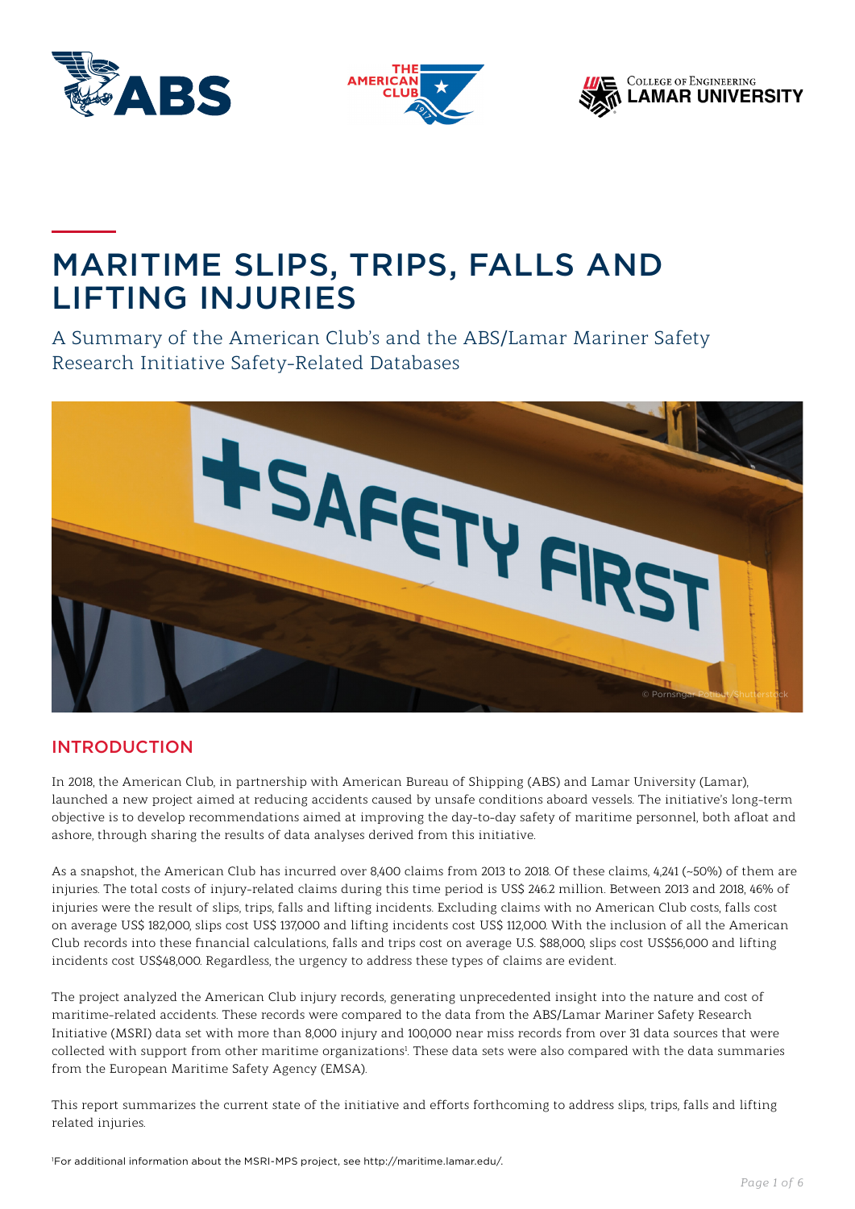# MARITIME SLIPS, TRIPS, FALLS AND LIFTING INJURIES

A Summary of the American Club's and the ABS/Lamar Mariner Safety Research Initiative Safety-Related Databases

## INTRODUCTION

In 2018, the American Club, in partnership with American Bureau of Shipping (ABS) and Lamar University (Lamar), launched a new project aimed at reducing accidents caused by unsafe conditions aboard vessels. The initiative's long-term objective is to develop recommendations aimed at improving the day-to-day safety of maritime personnel, both afloat and ashore, through sharing the results of data analyses derived from this initiative.

As a snapshot, the American Club has incurred over 8,400 claims from 2013 to 2018. Of these claims, 4,241 (~50%) of them are injuries. The total costs of injury-related claims during this time period is US$ 246.2 million. Between 2013 and 2018, 46% of injuries were the result of slips, trips, falls and lifting incidents. Excluding claims with no American Club costs, falls cost on average US$ 182,000, slips cost US$ 137,000 and lifting incidents cost US$ 112,000. With the inclusion of all the American Club records into these financial calculations, falls and trips cost on average U.S. $88,000, slips cost US$56,000 and lifting incidents cost US$48,000. Regardless, the urgency to address these types of claims are evident.

The project analyzed the American Club injury records, generating unprecedented insight into the nature and cost of maritime-related accidents. These records were compared to the data from the ABS/Lamar Mariner Safety Research Initiative (MSRI) data set with more than 8,000 injury and 100,000 near miss records from over 31 data sources that were collected with support from other maritime organizations[1]. These data sets were also compared with the data summaries from the European Maritime Safety Agency (EMSA).

This report summarizes the current state of the initiative and efforts forthcoming to address slips, trips, falls and lifting related injuries.

[1]For additional information about the MSRI-MPS project, see http://maritime.lamar.edu/.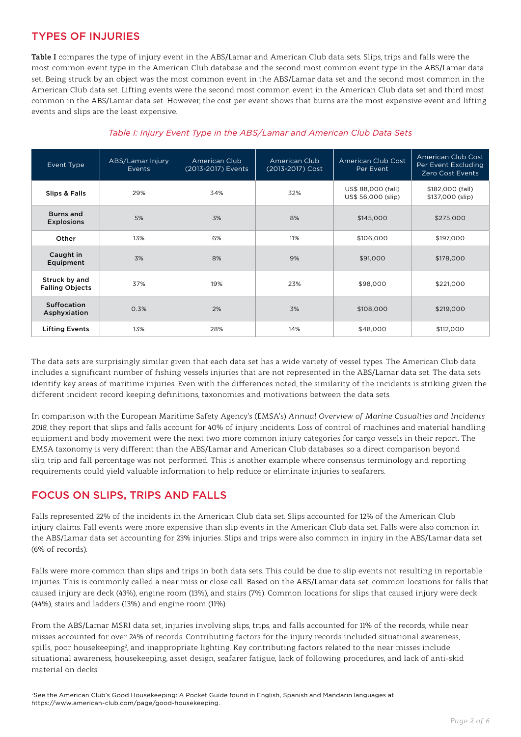## TYPES OF INJURIES

**Table I** compares the type of injury event in the ABS/Lamar and American Club data sets. Slips, trips and falls were the most common event type in the American Club database and the second most common event type in the ABS/Lamar data set. Being struck by an object was the most common event in the ABS/Lamar data set and the second most common in the American Club data set. Lifting events were the second most common event in the American Club data set and third most common in the ABS/Lamar data set. However, the cost per event shows that burns are the most expensive event and lifting events and slips are the least expensive.

*Table I: Injury Event Type in the ABS/Lamar and American Club Data Sets*

| Event Type | ABS/Lamar Injury Events | American Club (2013-2017) Events | American Club (2013-2017) Cost | American Club Cost Per Event | American Club Cost Per Event Excluding Zero Cost Events |
|---|---|---|---|---|---|
| **Slips & Falls** | 29% | 34% | 32% | US$ 88,000 (fall) US$ 56,000 (slip) | $182,000 (fall) $137,000 (slip) |
| **Burns and Explosions** | 5% | 3% | 8% | $145,000 | $275,000 |
| **Other** | 13% | 6% | 11% | $106,000 | $197,000 |
| **Caught in Equipment** | 3% | 8% | 9% | $91,000 | $178,000 |
| **Struck by and Falling Objects** | 37% | 19% | 23% | $98,000 | $221,000 |
| **Suffocation Asphyxiation** | 0.3% | 2% | 3% | $108,000 | $219,000 |
| **Lifting Events** | 13% | 28% | 14% | $48,000 | $112,000 |

The data sets are surprisingly similar given that each data set has a wide variety of vessel types. The American Club data includes a significant number of fishing vessels injuries that are not represented in the ABS/Lamar data set. The data sets identify key areas of maritime injuries. Even with the differences noted, the similarity of the incidents is striking given the different incident record keeping definitions, taxonomies and motivations between the data sets.

In comparison with the European Maritime Safety Agency's (EMSA's) *Annual Overview of Marine Casualties and Incidents 2018*, they report that slips and falls account for 40% of injury incidents. Loss of control of machines and material handling equipment and body movement were the next two more common injury categories for cargo vessels in their report. The EMSA taxonomy is very different than the ABS/Lamar and American Club databases, so a direct comparison beyond slip, trip and fall percentage was not performed. This is another example where consensus terminology and reporting requirements could yield valuable information to help reduce or eliminate injuries to seafarers.

## FOCUS ON SLIPS, TRIPS AND FALLS

Falls represented 22% of the incidents in the American Club data set. Slips accounted for 12% of the American Club injury claims. Fall events were more expensive than slip events in the American Club data set. Falls were also common in the ABS/Lamar data set accounting for 23% injuries. Slips and trips were also common in injury in the ABS/Lamar data set (6% of records).

Falls were more common than slips and trips in both data sets. This could be due to slip events not resulting in reportable injuries. This is commonly called a near miss or close call. Based on the ABS/Lamar data set, common locations for falls that caused injury are deck (43%), engine room (13%), and stairs (7%). Common locations for slips that caused injury were deck (44%), stairs and ladders (13%) and engine room (11%).

From the ABS/Lamar MSRI data set, injuries involving slips, trips, and falls accounted for 11% of the records, while near misses accounted for over 24% of records. Contributing factors for the injury records included situational awareness, spills, poor housekeeping[2], and inappropriate lighting. Key contributing factors related to the near misses include situational awareness, housekeeping, asset design, seafarer fatigue, lack of following procedures, and lack of anti-skid material on decks.

[2]See the American Club's Good Housekeeping: A Pocket Guide found in English, Spanish and Mandarin languages at https://www.american-club.com/page/good-housekeeping.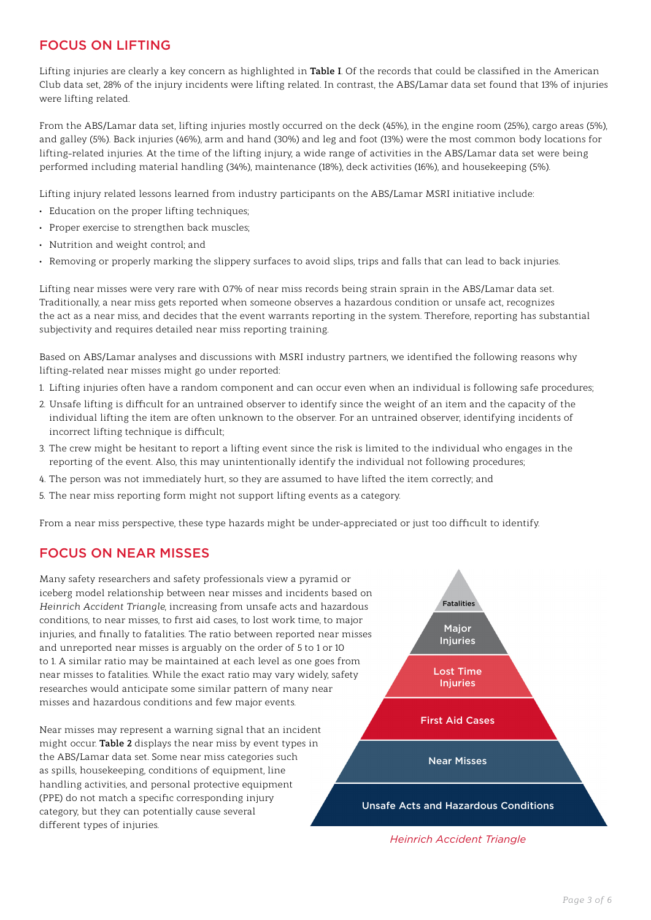## FOCUS ON LIFTING

Lifting injuries are clearly a key concern as highlighted in **Table I**. Of the records that could be classified in the American Club data set, 28% of the injury incidents were lifting related. In contrast, the ABS/Lamar data set found that 13% of injuries were lifting related.

From the ABS/Lamar data set, lifting injuries mostly occurred on the deck (45%), in the engine room (25%), cargo areas (5%), and galley (5%). Back injuries (46%), arm and hand (30%) and leg and foot (13%) were the most common body locations for lifting-related injuries. At the time of the lifting injury, a wide range of activities in the ABS/Lamar data set were being performed including material handling (34%), maintenance (18%), deck activities (16%), and housekeeping (5%).

Lifting injury related lessons learned from industry participants on the ABS/Lamar MSRI initiative include:

- Education on the proper lifting techniques;
- Proper exercise to strengthen back muscles;
- Nutrition and weight control; and
- Removing or properly marking the slippery surfaces to avoid slips, trips and falls that can lead to back injuries.

Lifting near misses were very rare with 0.7% of near miss records being strain sprain in the ABS/Lamar data set. Traditionally, a near miss gets reported when someone observes a hazardous condition or unsafe act, recognizes the act as a near miss, and decides that the event warrants reporting in the system. Therefore, reporting has substantial subjectivity and requires detailed near miss reporting training.

Based on ABS/Lamar analyses and discussions with MSRI industry partners, we identified the following reasons why lifting-related near misses might go under reported:

1. Lifting injuries often have a random component and can occur even when an individual is following safe procedures;
2. Unsafe lifting is difficult for an untrained observer to identify since the weight of an item and the capacity of the individual lifting the item are often unknown to the observer. For an untrained observer, identifying incidents of incorrect lifting technique is difficult;
3. The crew might be hesitant to report a lifting event since the risk is limited to the individual who engages in the reporting of the event. Also, this may unintentionally identify the individual not following procedures;
4. The person was not immediately hurt, so they are assumed to have lifted the item correctly; and
5. The near miss reporting form might not support lifting events as a category.

From a near miss perspective, these type hazards might be under-appreciated or just too difficult to identify.

## FOCUS ON NEAR MISSES

Many safety researchers and safety professionals view a pyramid or iceberg model relationship between near misses and incidents based on *Heinrich Accident Triangle*, increasing from unsafe acts and hazardous conditions, to near misses, to first aid cases, to lost work time, to major injuries, and finally to fatalities. The ratio between reported near misses and unreported near misses is arguably on the order of 5 to 1 or 10 to 1. A similar ratio may be maintained at each level as one goes from near misses to fatalities. While the exact ratio may vary widely, safety researches would anticipate some similar pattern of many near misses and hazardous conditions and few major events.

Near misses may represent a warning signal that an incident might occur. **Table 2** displays the near miss by event types in the ABS/Lamar data set. Some near miss categories such as spills, housekeeping, conditions of equipment, line handling activities, and personal protective equipment (PPE) do not match a specific corresponding injury category, but they can potentially cause several different types of injuries.

Fatalities

Major Injuries

Lost Time Injuries

First Aid Cases

Near Misses

Unsafe Acts and Hazardous Conditions

*Heinrich Accident Triangle*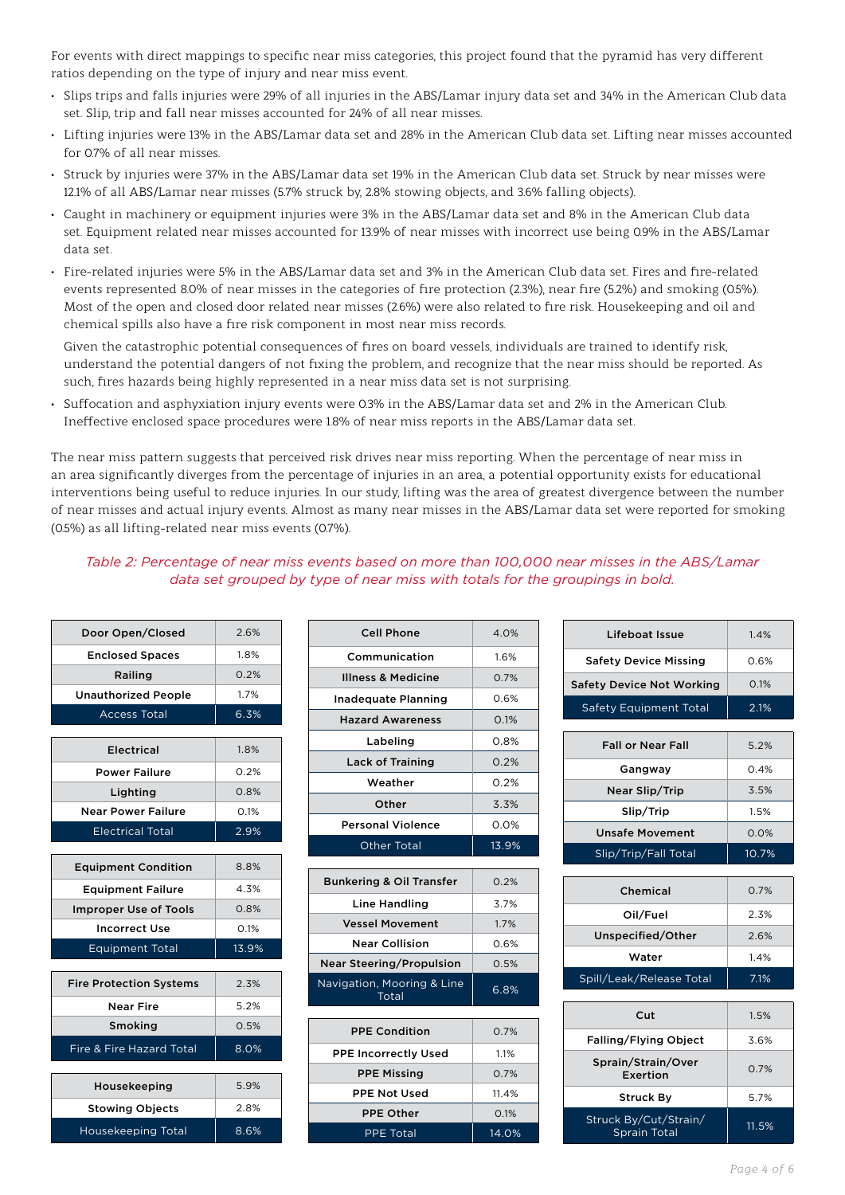For events with direct mappings to specific near miss categories, this project found that the pyramid has very different ratios depending on the type of injury and near miss event.

- Slips trips and falls injuries were 29% of all injuries in the ABS/Lamar injury data set and 34% in the American Club data set. Slip, trip and fall near misses accounted for 24% of all near misses.
- Lifting injuries were 13% in the ABS/Lamar data set and 28% in the American Club data set. Lifting near misses accounted for 0.7% of all near misses.
- Struck by injuries were 37% in the ABS/Lamar data set 19% in the American Club data set. Struck by near misses were 12.1% of all ABS/Lamar near misses (5.7% struck by, 2.8% stowing objects, and 3.6% falling objects).
- Caught in machinery or equipment injuries were 3% in the ABS/Lamar data set and 8% in the American Club data set. Equipment related near misses accounted for 13.9% of near misses with incorrect use being 0.9% in the ABS/Lamar data set.
- Fire-related injuries were 5% in the ABS/Lamar data set and 3% in the American Club data set. Fires and fire-related events represented 8.0% of near misses in the categories of fire protection (2.3%), near fire (5.2%) and smoking (0.5%). Most of the open and closed door related near misses (2.6%) were also related to fire risk. Housekeeping and oil and chemical spills also have a fire risk component in most near miss records.

  Given the catastrophic potential consequences of fires on board vessels, individuals are trained to identify risk, understand the potential dangers of not fixing the problem, and recognize that the near miss should be reported. As such, fires hazards being highly represented in a near miss data set is not surprising.
- Suffocation and asphyxiation injury events were 0.3% in the ABS/Lamar data set and 2% in the American Club. Ineffective enclosed space procedures were 1.8% of near miss reports in the ABS/Lamar data set.

The near miss pattern suggests that perceived risk drives near miss reporting. When the percentage of near miss in an area significantly diverges from the percentage of injuries in an area, a potential opportunity exists for educational interventions being useful to reduce injuries. In our study, lifting was the area of greatest divergence between the number of near misses and actual injury events. Almost as many near misses in the ABS/Lamar data set were reported for smoking (0.5%) as all lifting-related near miss events (0.7%).

*Table 2: Percentage of near miss events based on more than 100,000 near misses in the ABS/Lamar data set grouped by type of near miss with totals for the groupings in bold.*

| Near Miss Type | % |
|---|---|
| Door Open/Closed | 2.6% |
| Enclosed Spaces | 1.8% |
| Railing | 0.2% |
| Unauthorized People | 1.7% |
| **Access Total** | **6.3%** |
| Electrical | 1.8% |
| Power Failure | 0.2% |
| Lighting | 0.8% |
| Near Power Failure | 0.1% |
| **Electrical Total** | **2.9%** |
| Equipment Condition | 8.8% |
| Equipment Failure | 4.3% |
| Improper Use of Tools | 0.8% |
| Incorrect Use | 0.1% |
| **Equipment Total** | **13.9%** |
| Fire Protection Systems | 2.3% |
| Near Fire | 5.2% |
| Smoking | 0.5% |
| **Fire & Fire Hazard Total** | **8.0%** |
| Housekeeping | 5.9% |
| Stowing Objects | 2.8% |
| **Housekeeping Total** | **8.6%** |

| Near Miss Type | % |
|---|---|
| Cell Phone | 4.0% |
| Communication | 1.6% |
| Illness & Medicine | 0.7% |
| Inadequate Planning | 0.6% |
| Hazard Awareness | 0.1% |
| Labeling | 0.8% |
| Lack of Training | 0.2% |
| Weather | 0.2% |
| Other | 3.3% |
| Personal Violence | 0.0% |
| **Other Total** | **13.9%** |
| Bunkering & Oil Transfer | 0.2% |
| Line Handling | 3.7% |
| Vessel Movement | 1.7% |
| Near Collision | 0.6% |
| Near Steering/Propulsion | 0.5% |
| **Navigation, Mooring & Line Total** | **6.8%** |
| PPE Condition | 0.7% |
| PPE Incorrectly Used | 1.1% |
| PPE Missing | 0.7% |
| PPE Not Used | 11.4% |
| PPE Other | 0.1% |
| **PPE Total** | **14.0%** |

| Near Miss Type | % |
|---|---|
| Lifeboat Issue | 1.4% |
| Safety Device Missing | 0.6% |
| Safety Device Not Working | 0.1% |
| **Safety Equipment Total** | **2.1%** |
| Fall or Near Fall | 5.2% |
| Gangway | 0.4% |
| Near Slip/Trip | 3.5% |
| Slip/Trip | 1.5% |
| Unsafe Movement | 0.0% |
| **Slip/Trip/Fall Total** | **10.7%** |
| Chemical | 0.7% |
| Oil/Fuel | 2.3% |
| Unspecified/Other | 2.6% |
| Water | 1.4% |
| **Spill/Leak/Release Total** | **7.1%** |
| Cut | 1.5% |
| Falling/Flying Object | 3.6% |
| Sprain/Strain/Over Exertion | 0.7% |
| Struck By | 5.7% |
| **Struck By/Cut/Strain/Sprain Total** | **11.5%** |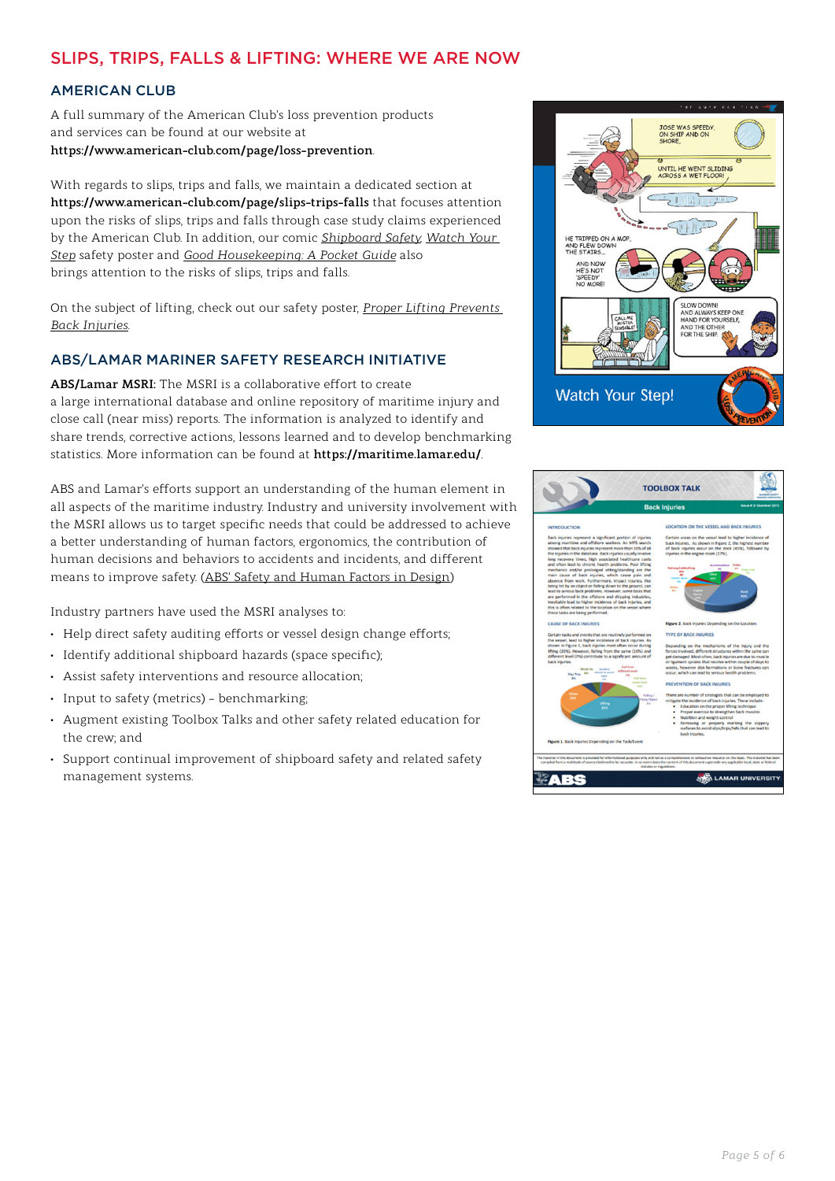## SLIPS, TRIPS, FALLS & LIFTING: WHERE WE ARE NOW

### AMERICAN CLUB

A full summary of the American Club's loss prevention products and services can be found at our website at **https://www.american-club.com/page/loss-prevention**.

With regards to slips, trips and falls, we maintain a dedicated section at **https://www.american-club.com/page/slips-trips-falls** that focuses attention upon the risks of slips, trips and falls through case study claims experienced by the American Club. In addition, our comic *Shipboard Safety*, *Watch Your Step* safety poster and *Good Housekeeping: A Pocket Guide* also brings attention to the risks of slips, trips and falls.

On the subject of lifting, check out our safety poster, *Proper Lifting Prevents Back Injuries*.

### ABS/LAMAR MARINER SAFETY RESEARCH INITIATIVE

**ABS/Lamar MSRI:** The MSRI is a collaborative effort to create a large international database and online repository of maritime injury and close call (near miss) reports. The information is analyzed to identify and share trends, corrective actions, lessons learned and to develop benchmarking statistics. More information can be found at **https://maritime.lamar.edu/**.

ABS and Lamar's efforts support an understanding of the human element in all aspects of the maritime industry. Industry and university involvement with the MSRI allows us to target specific needs that could be addressed to achieve a better understanding of human factors, ergonomics, the contribution of human decisions and behaviors to accidents and incidents, and different means to improve safety. (ABS' Safety and Human Factors in Design)

Industry partners have used the MSRI analyses to:

- Help direct safety auditing efforts or vessel design change efforts;
- Identify additional shipboard hazards (space specific);
- Assist safety interventions and resource allocation;
- Input to safety (metrics) – benchmarking;
- Augment existing Toolbox Talks and other safety related education for the crew; and
- Support continual improvement of shipboard safety and related safety management systems.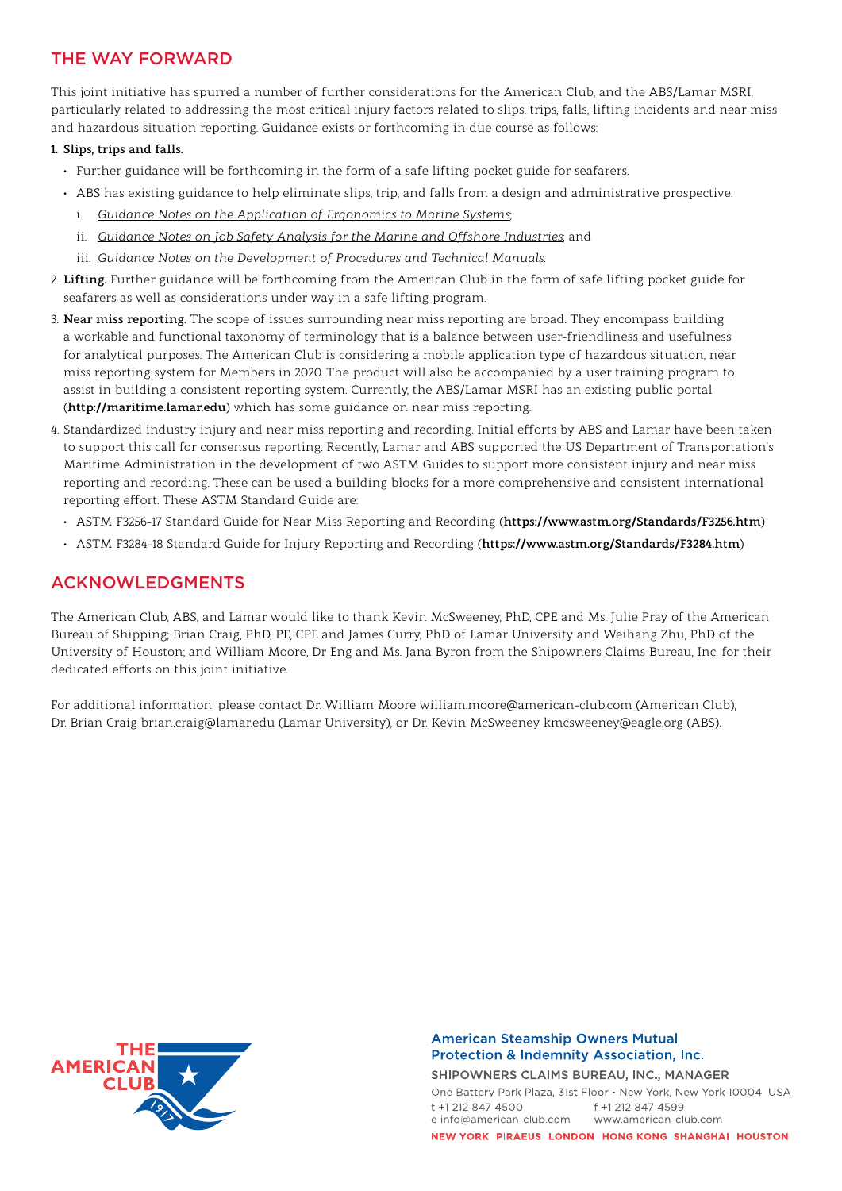## THE WAY FORWARD

This joint initiative has spurred a number of further considerations for the American Club, and the ABS/Lamar MSRI, particularly related to addressing the most critical injury factors related to slips, trips, falls, lifting incidents and near miss and hazardous situation reporting. Guidance exists or forthcoming in due course as follows:

1. **Slips, trips and falls.**
   - Further guidance will be forthcoming in the form of a safe lifting pocket guide for seafarers.
   - ABS has existing guidance to help eliminate slips, trip, and falls from a design and administrative prospective.
     - i. *Guidance Notes on the Application of Ergonomics to Marine Systems*;
     - ii. *Guidance Notes on Job Safety Analysis for the Marine and Offshore Industries*; and
     - iii. *Guidance Notes on the Development of Procedures and Technical Manuals*.
2. **Lifting.** Further guidance will be forthcoming from the American Club in the form of safe lifting pocket guide for seafarers as well as considerations under way in a safe lifting program.
3. **Near miss reporting.** The scope of issues surrounding near miss reporting are broad. They encompass building a workable and functional taxonomy of terminology that is a balance between user-friendliness and usefulness for analytical purposes. The American Club is considering a mobile application type of hazardous situation, near miss reporting system for Members in 2020. The product will also be accompanied by a user training program to assist in building a consistent reporting system. Currently, the ABS/Lamar MSRI has an existing public portal (**http://maritime.lamar.edu**) which has some guidance on near miss reporting.
4. Standardized industry injury and near miss reporting and recording. Initial efforts by ABS and Lamar have been taken to support this call for consensus reporting. Recently, Lamar and ABS supported the US Department of Transportation's Maritime Administration in the development of two ASTM Guides to support more consistent injury and near miss reporting and recording. These can be used a building blocks for a more comprehensive and consistent international reporting effort. These ASTM Standard Guide are:
   - ASTM F3256-17 Standard Guide for Near Miss Reporting and Recording (**https://www.astm.org/Standards/F3256.htm**)
   - ASTM F3284-18 Standard Guide for Injury Reporting and Recording (**https://www.astm.org/Standards/F3284.htm**)

## ACKNOWLEDGMENTS

The American Club, ABS, and Lamar would like to thank Kevin McSweeney, PhD, CPE and Ms. Julie Pray of the American Bureau of Shipping; Brian Craig, PhD, PE, CPE and James Curry, PhD of Lamar University and Weihang Zhu, PhD of the University of Houston; and William Moore, Dr Eng and Ms. Jana Byron from the Shipowners Claims Bureau, Inc. for their dedicated efforts on this joint initiative.

For additional information, please contact Dr. William Moore william.moore@american-club.com (American Club), Dr. Brian Craig brian.craig@lamar.edu (Lamar University), or Dr. Kevin McSweeney kmcsweeney@eagle.org (ABS).

THE AMERICAN CLUB 1917

American Steamship Owners Mutual Protection & Indemnity Association, Inc.

SHIPOWNERS CLAIMS BUREAU, INC., MANAGER

One Battery Park Plaza, 31st Floor • New York, New York 10004 USA

t +1 212 847 4500 f +1 212 847 4599

e info@american-club.com www.american-club.com

NEW YORK PIRAEUS LONDON HONG KONG SHANGHAI HOUSTON